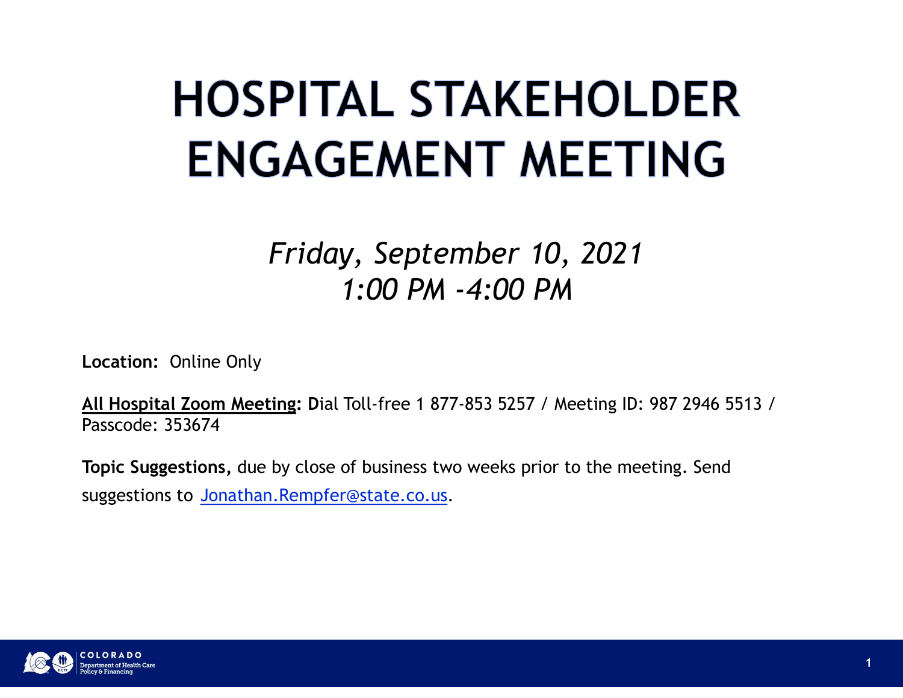# HOSPITAL STAKEHOLDER ENGAGEMENT MEETING

*Friday, September 10, 2021*
*1:00 PM -4:00 PM*

**Location:** Online Only

**All Hospital Zoom Meeting: D**ial Toll-free 1 877-853 5257 / Meeting ID: 987 2946 5513 / Passcode: 353674

**Topic Suggestions,** due by close of business two weeks prior to the meeting. Send suggestions to Jonathan.Rempfer@state.co.us.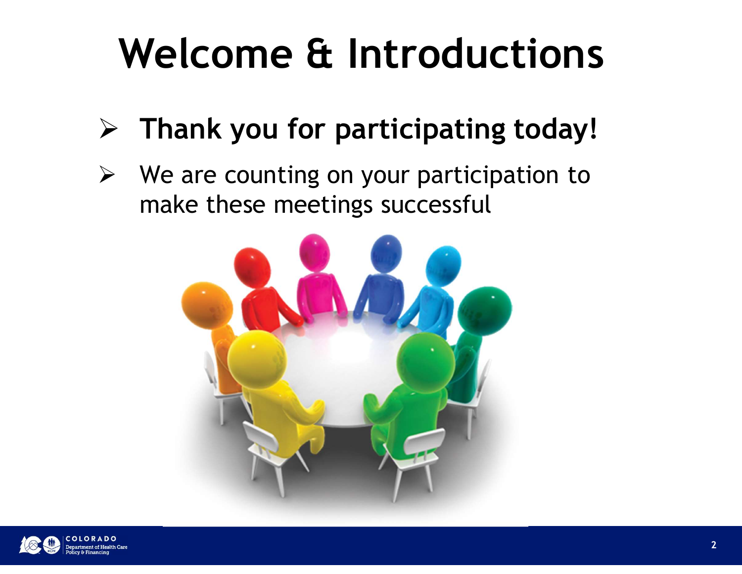# Welcome & Introductions

- **Thank you for participating today!**
- We are counting on your participation to make these meetings successful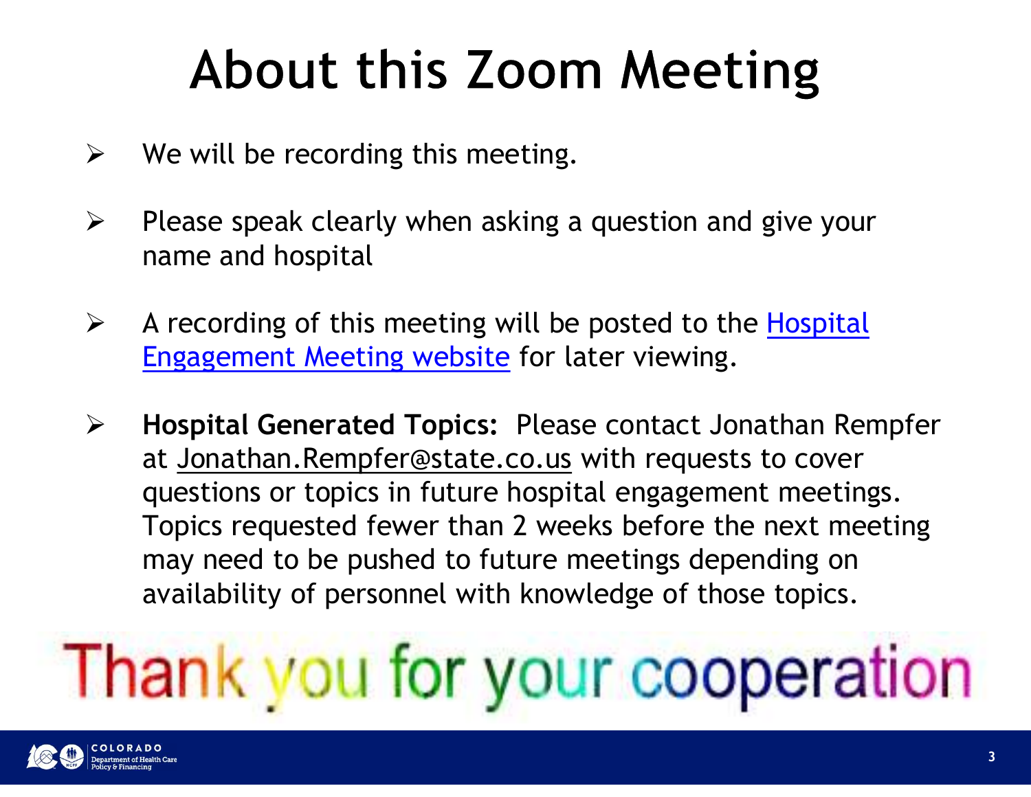# About this Zoom Meeting

- We will be recording this meeting.
- Please speak clearly when asking a question and give your name and hospital
- A recording of this meeting will be posted to the Hospital Engagement Meeting website for later viewing.
- **Hospital Generated Topics:** Please contact Jonathan Rempfer at Jonathan.Rempfer@state.co.us with requests to cover questions or topics in future hospital engagement meetings. Topics requested fewer than 2 weeks before the next meeting may need to be pushed to future meetings depending on availability of personnel with knowledge of those topics.

Thank you for your cooperation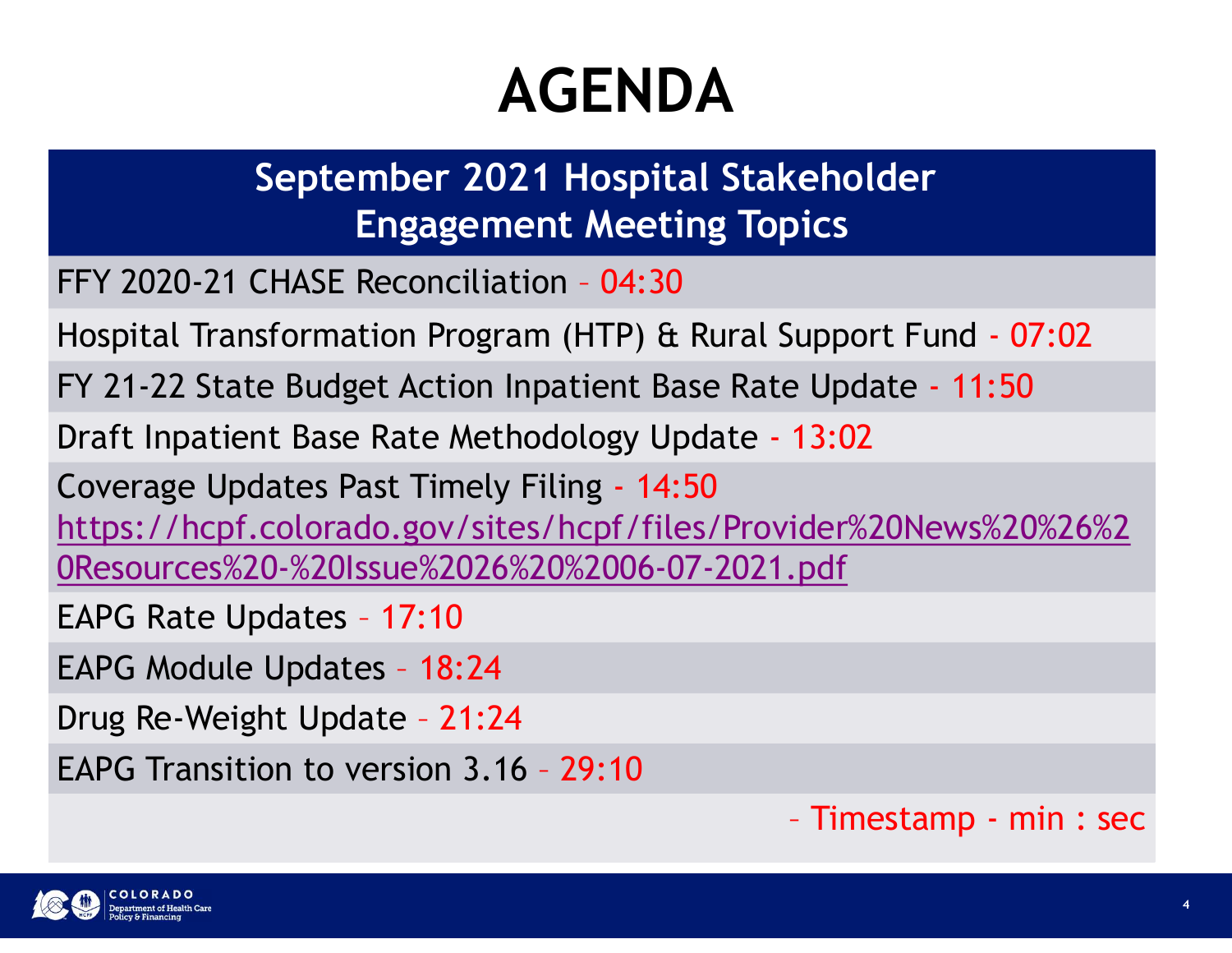# AGENDA

## September 2021 Hospital Stakeholder Engagement Meeting Topics

FFY 2020-21 CHASE Reconciliation – 04:30

Hospital Transformation Program (HTP) & Rural Support Fund - 07:02

FY 21-22 State Budget Action Inpatient Base Rate Update - 11:50

Draft Inpatient Base Rate Methodology Update - 13:02

Coverage Updates Past Timely Filing - 14:50
https://hcpf.colorado.gov/sites/hcpf/files/Provider%20News%20%26%20Resources%20-%20Issue%2026%20%2006-07-2021.pdf

EAPG Rate Updates – 17:10

EAPG Module Updates – 18:24

Drug Re-Weight Update – 21:24

EAPG Transition to version 3.16 – 29:10

– Timestamp - min : sec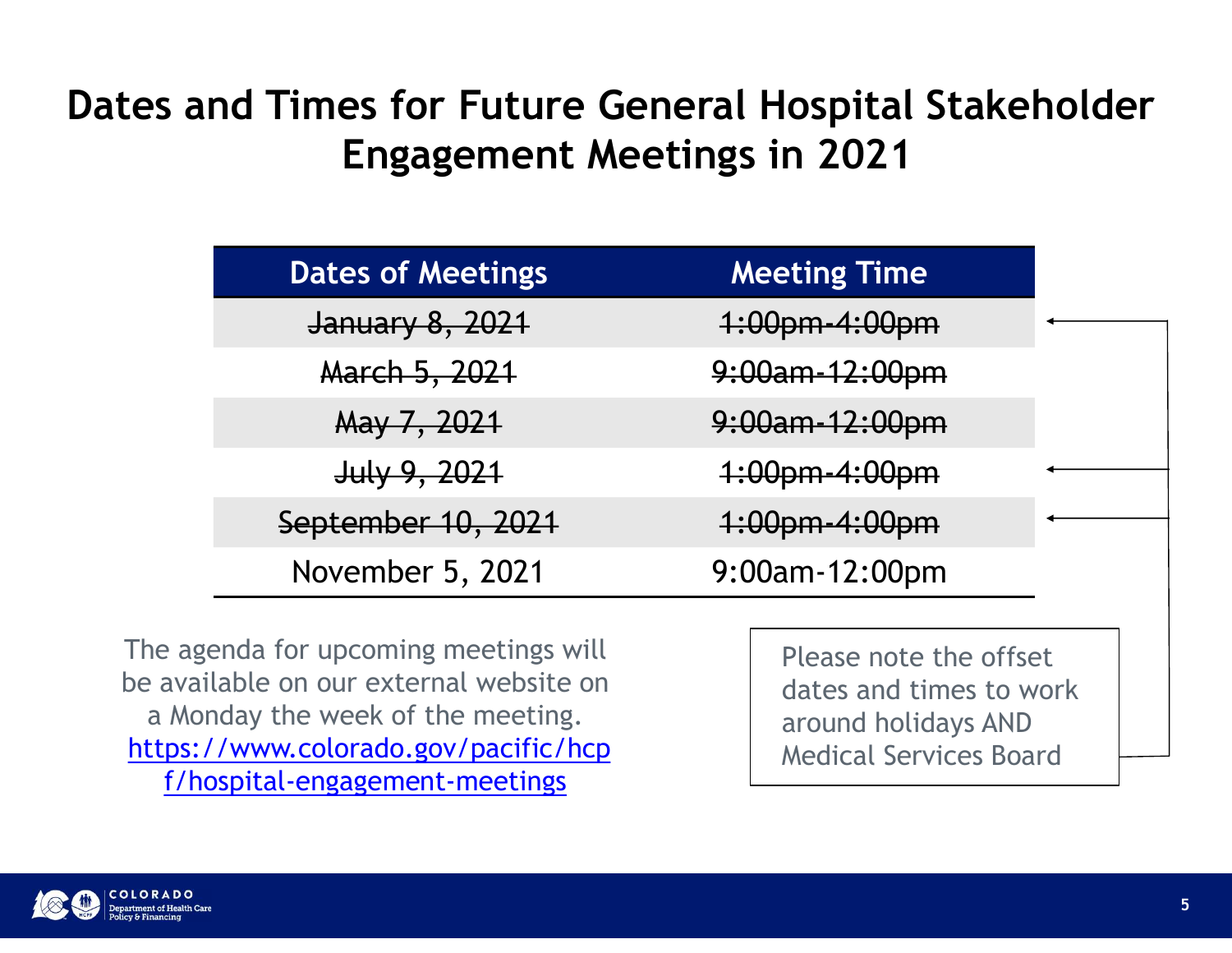# Dates and Times for Future General Hospital Stakeholder Engagement Meetings in 2021

| Dates of Meetings | Meeting Time |
|---|---|
| ~~January 8, 2021~~ | ~~1:00pm-4:00pm~~ |
| ~~March 5, 2021~~ | ~~9:00am-12:00pm~~ |
| ~~May 7, 2021~~ | ~~9:00am-12:00pm~~ |
| ~~July 9, 2021~~ | ~~1:00pm-4:00pm~~ |
| ~~September 10, 2021~~ | ~~1:00pm-4:00pm~~ |
| November 5, 2021 | 9:00am-12:00pm |

The agenda for upcoming meetings will be available on our external website on a Monday the week of the meeting. https://www.colorado.gov/pacific/hcpf/hospital-engagement-meetings

Please note the offset dates and times to work around holidays AND Medical Services Board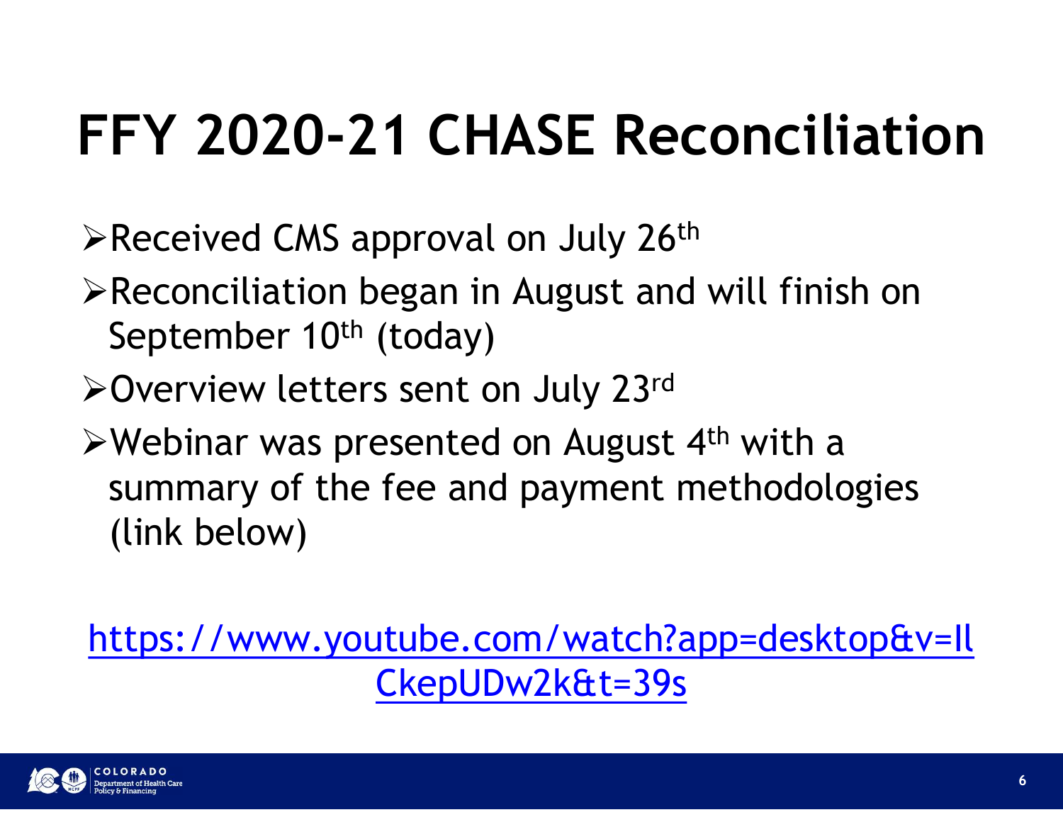# FFY 2020-21 CHASE Reconciliation

- Received CMS approval on July 26th
- Reconciliation began in August and will finish on September 10th (today)
- Overview letters sent on July 23rd
- Webinar was presented on August 4th with a summary of the fee and payment methodologies (link below)

[https://www.youtube.com/watch?app=desktop&v=IlCkepUDw2k&t=39s](https://www.youtube.com/watch?app=desktop&v=IlCkepUDw2k&t=39s)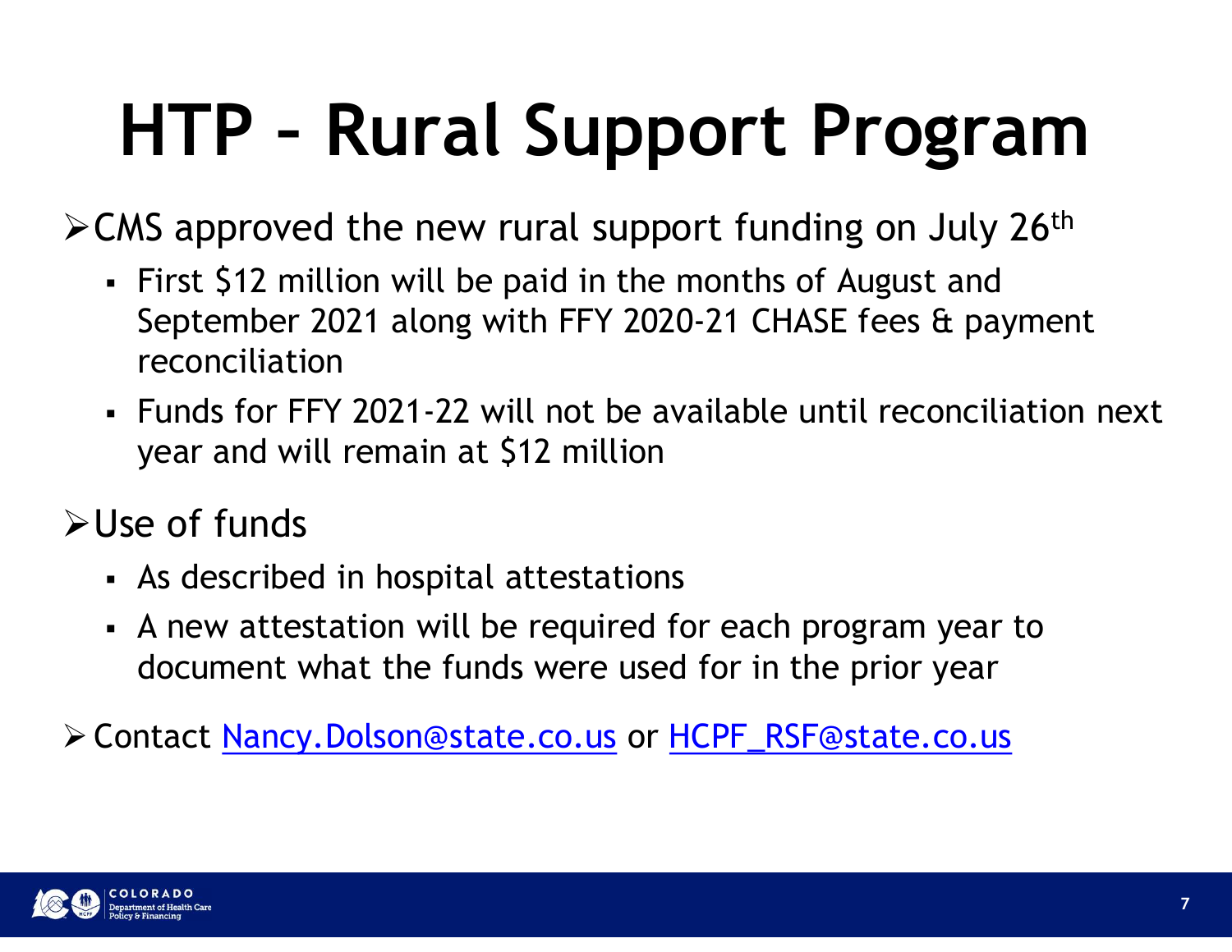# HTP – Rural Support Program

- CMS approved the new rural support funding on July 26th
  - First $12 million will be paid in the months of August and September 2021 along with FFY 2020-21 CHASE fees & payment reconciliation
  - Funds for FFY 2021-22 will not be available until reconciliation next year and will remain at $12 million
- Use of funds
  - As described in hospital attestations
  - A new attestation will be required for each program year to document what the funds were used for in the prior year
- Contact Nancy.Dolson@state.co.us or HCPF_RSF@state.co.us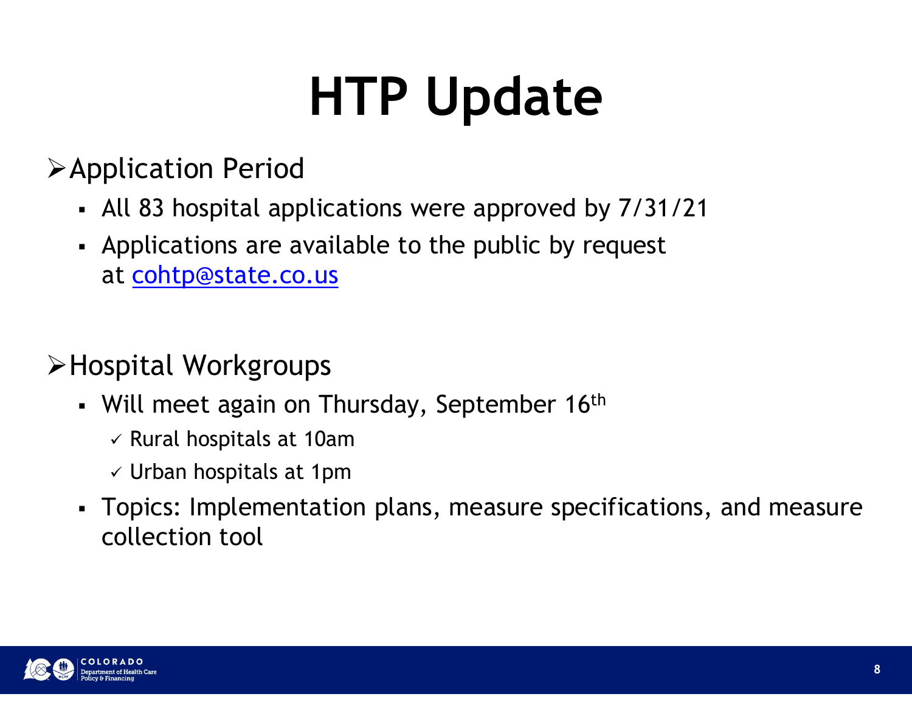# HTP Update

- Application Period
  - All 83 hospital applications were approved by 7/31/21
  - Applications are available to the public by request at cohtp@state.co.us

- Hospital Workgroups
  - Will meet again on Thursday, September 16th
    - ✓ Rural hospitals at 10am
    - ✓ Urban hospitals at 1pm
  - Topics: Implementation plans, measure specifications, and measure collection tool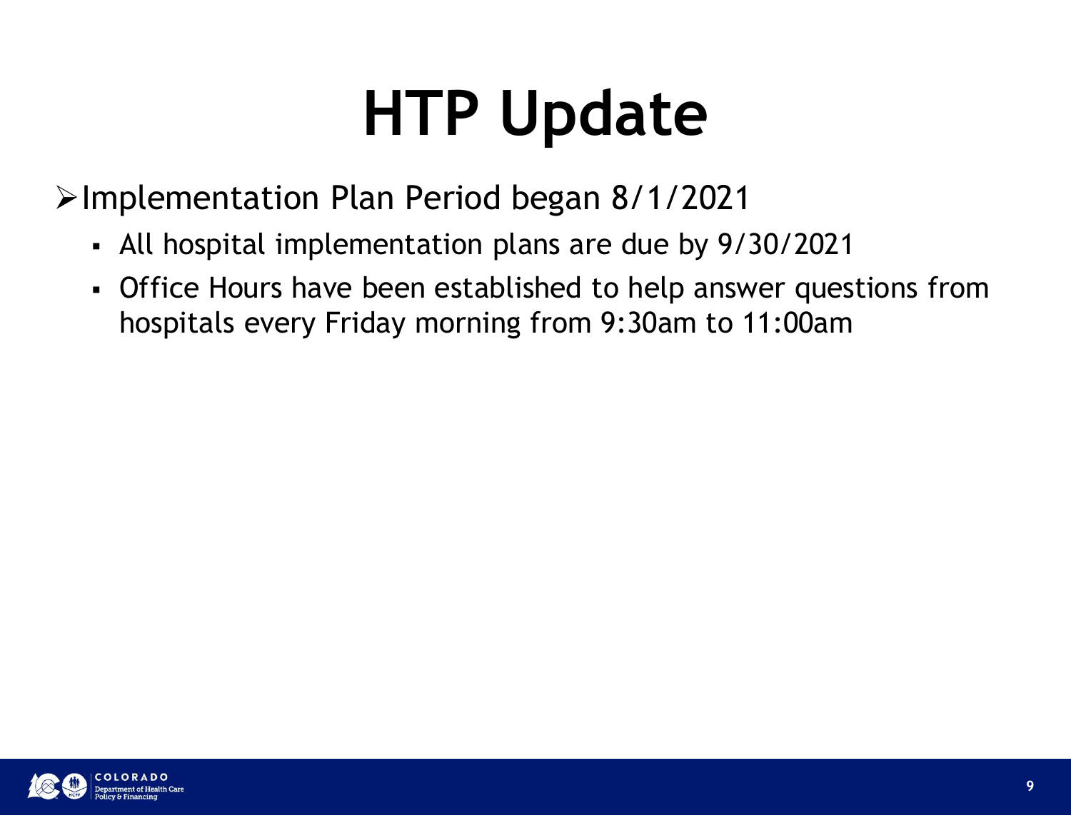# HTP Update

- Implementation Plan Period began 8/1/2021
  - All hospital implementation plans are due by 9/30/2021
  - Office Hours have been established to help answer questions from hospitals every Friday morning from 9:30am to 11:00am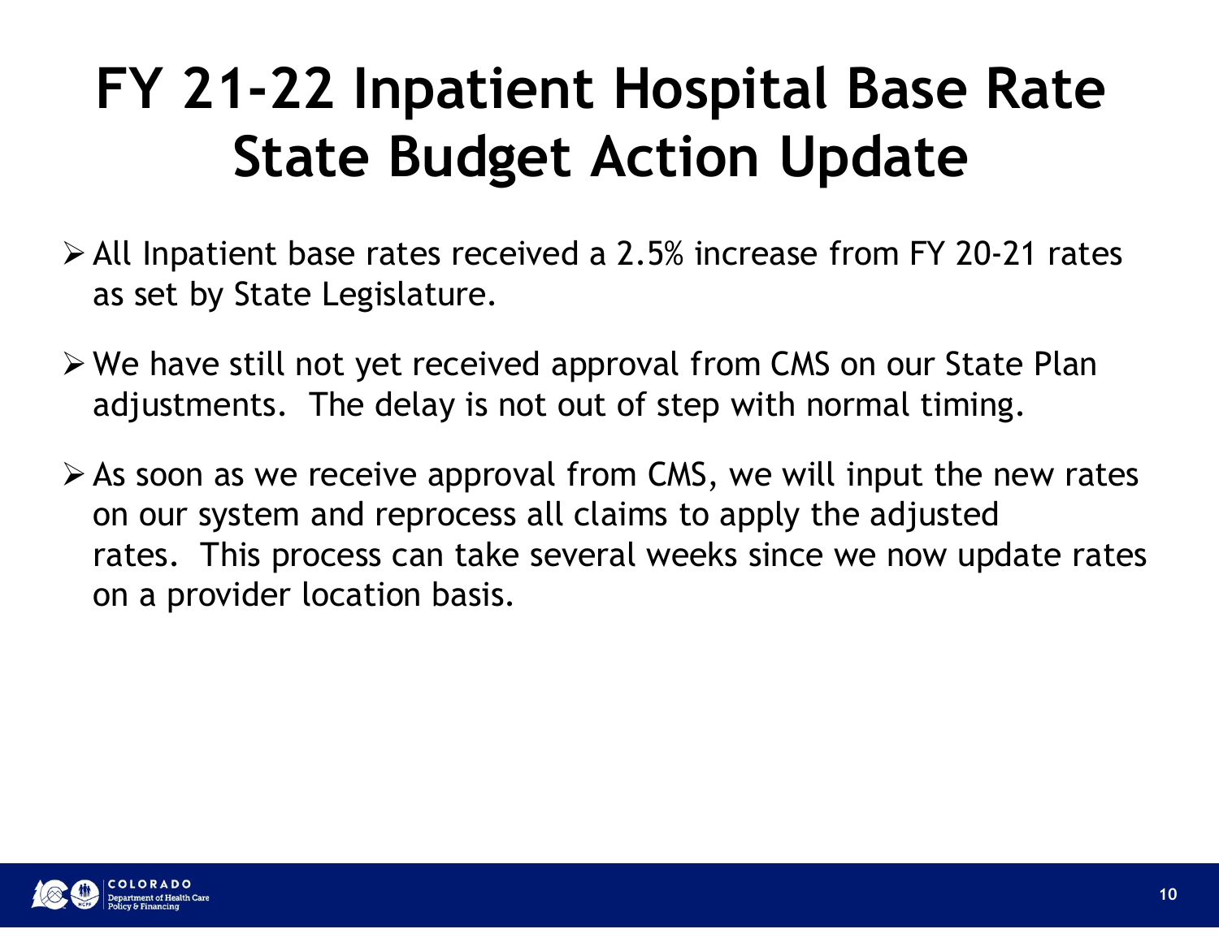# FY 21-22 Inpatient Hospital Base Rate State Budget Action Update

- All Inpatient base rates received a 2.5% increase from FY 20-21 rates as set by State Legislature.
- We have still not yet received approval from CMS on our State Plan adjustments. The delay is not out of step with normal timing.
- As soon as we receive approval from CMS, we will input the new rates on our system and reprocess all claims to apply the adjusted rates. This process can take several weeks since we now update rates on a provider location basis.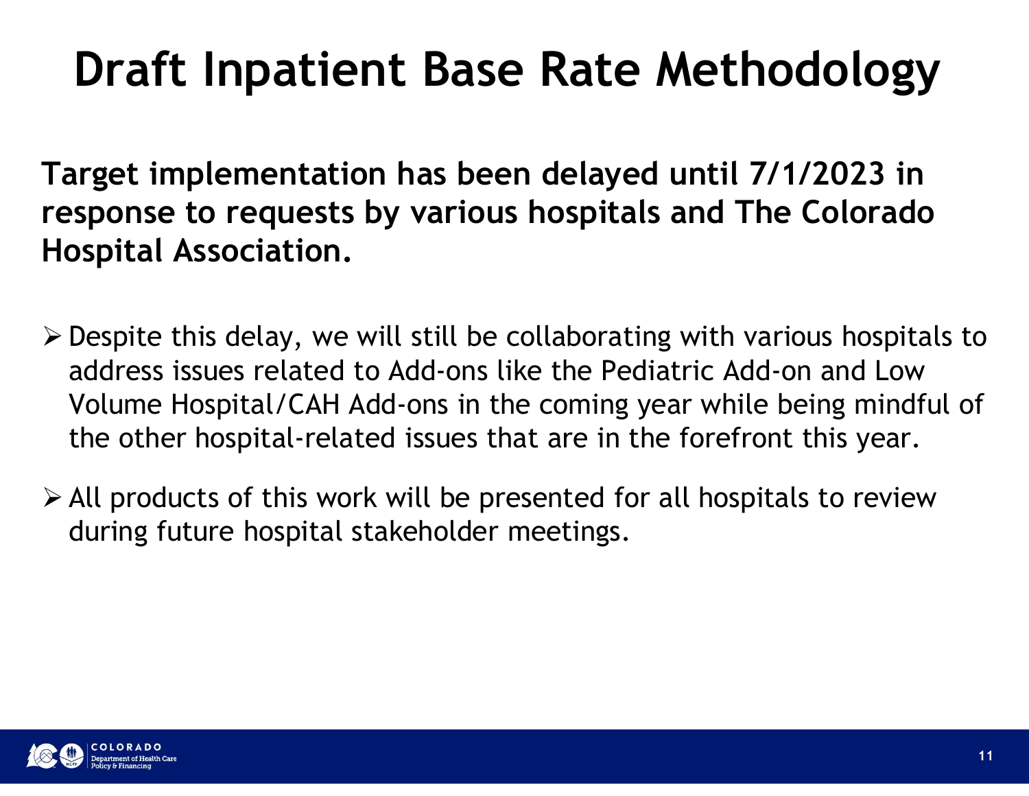# Draft Inpatient Base Rate Methodology

**Target implementation has been delayed until 7/1/2023 in response to requests by various hospitals and The Colorado Hospital Association.**

- Despite this delay, we will still be collaborating with various hospitals to address issues related to Add-ons like the Pediatric Add-on and Low Volume Hospital/CAH Add-ons in the coming year while being mindful of the other hospital-related issues that are in the forefront this year.
- All products of this work will be presented for all hospitals to review during future hospital stakeholder meetings.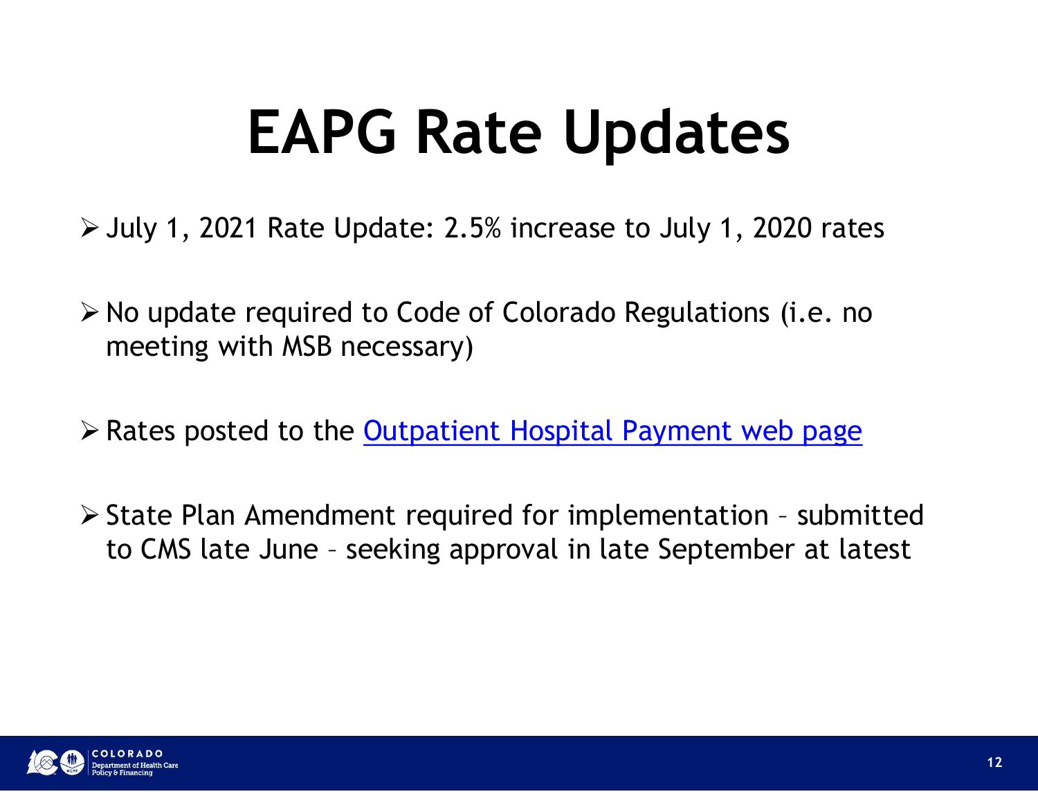# EAPG Rate Updates

- July 1, 2021 Rate Update: 2.5% increase to July 1, 2020 rates
- No update required to Code of Colorado Regulations (i.e. no meeting with MSB necessary)
- Rates posted to the Outpatient Hospital Payment web page
- State Plan Amendment required for implementation – submitted to CMS late June – seeking approval in late September at latest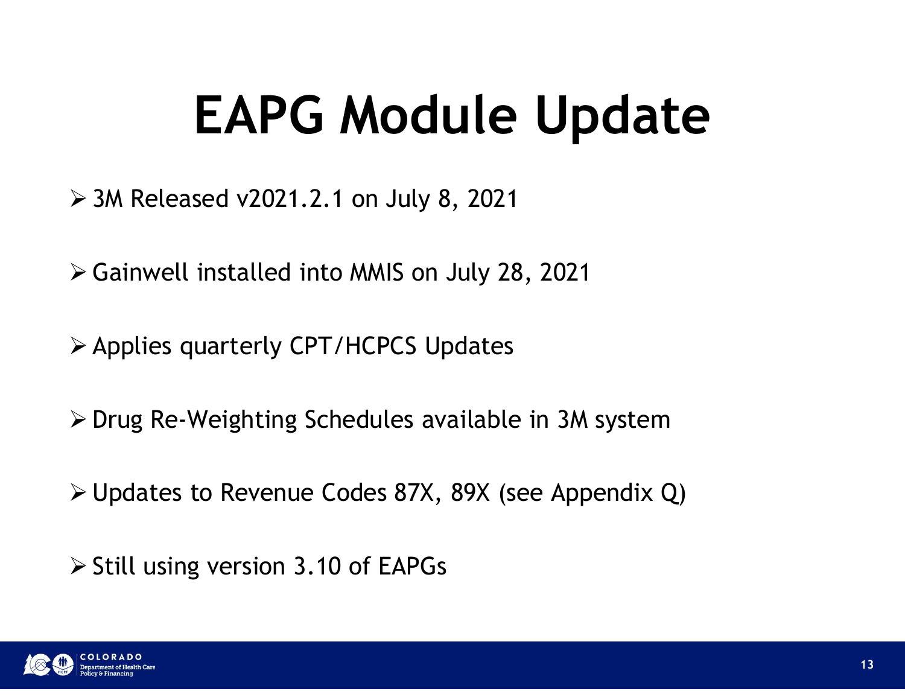# EAPG Module Update

- 3M Released v2021.2.1 on July 8, 2021
- Gainwell installed into MMIS on July 28, 2021
- Applies quarterly CPT/HCPCS Updates
- Drug Re-Weighting Schedules available in 3M system
- Updates to Revenue Codes 87X, 89X (see Appendix Q)
- Still using version 3.10 of EAPGs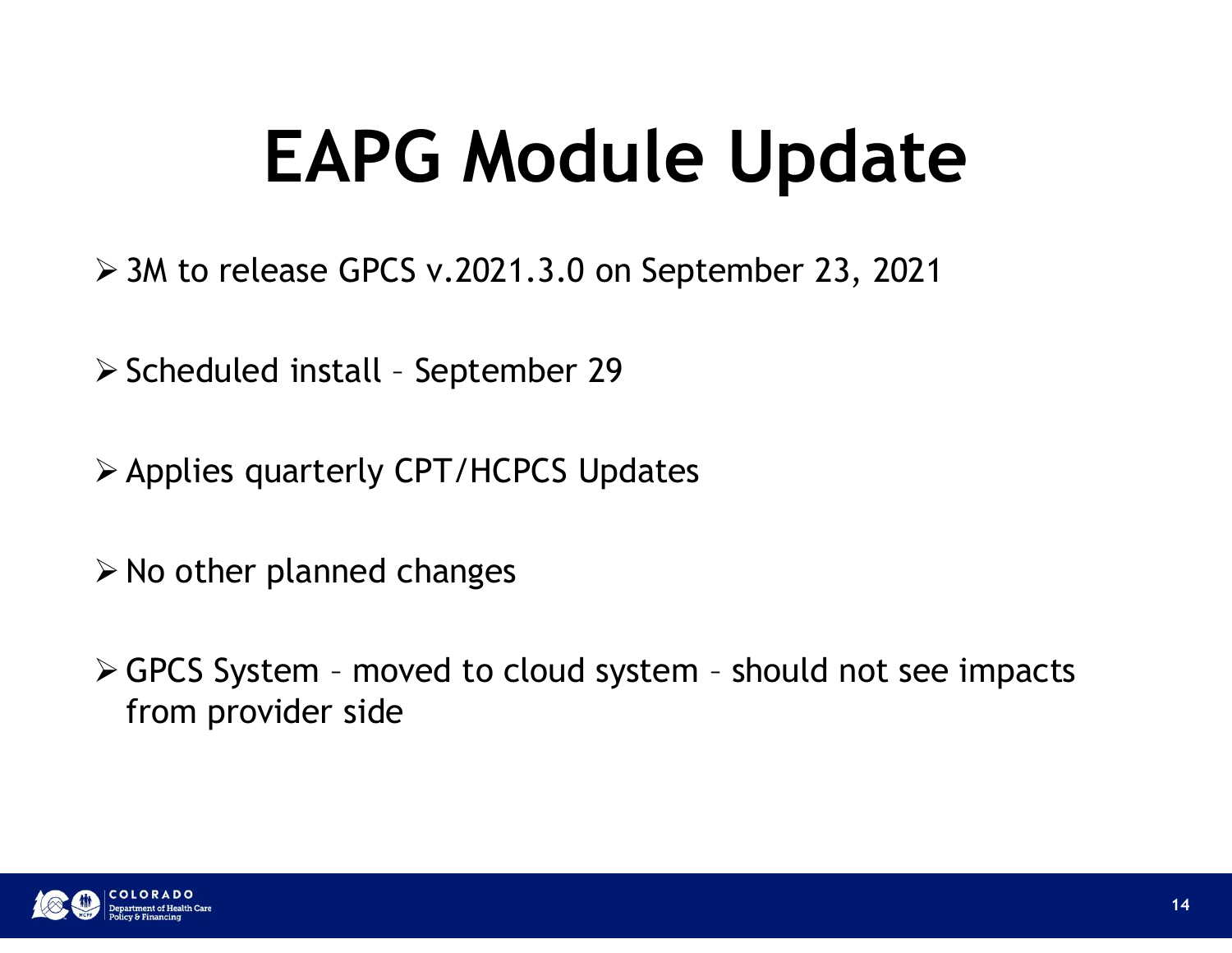# EAPG Module Update

- 3M to release GPCS v.2021.3.0 on September 23, 2021
- Scheduled install – September 29
- Applies quarterly CPT/HCPCS Updates
- No other planned changes
- GPCS System – moved to cloud system – should not see impacts from provider side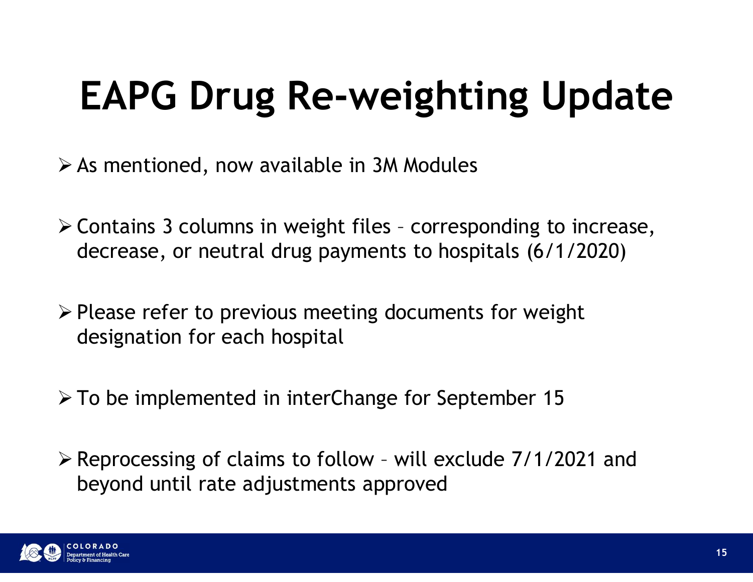# EAPG Drug Re-weighting Update

- As mentioned, now available in 3M Modules
- Contains 3 columns in weight files – corresponding to increase, decrease, or neutral drug payments to hospitals (6/1/2020)
- Please refer to previous meeting documents for weight designation for each hospital
- To be implemented in interChange for September 15
- Reprocessing of claims to follow – will exclude 7/1/2021 and beyond until rate adjustments approved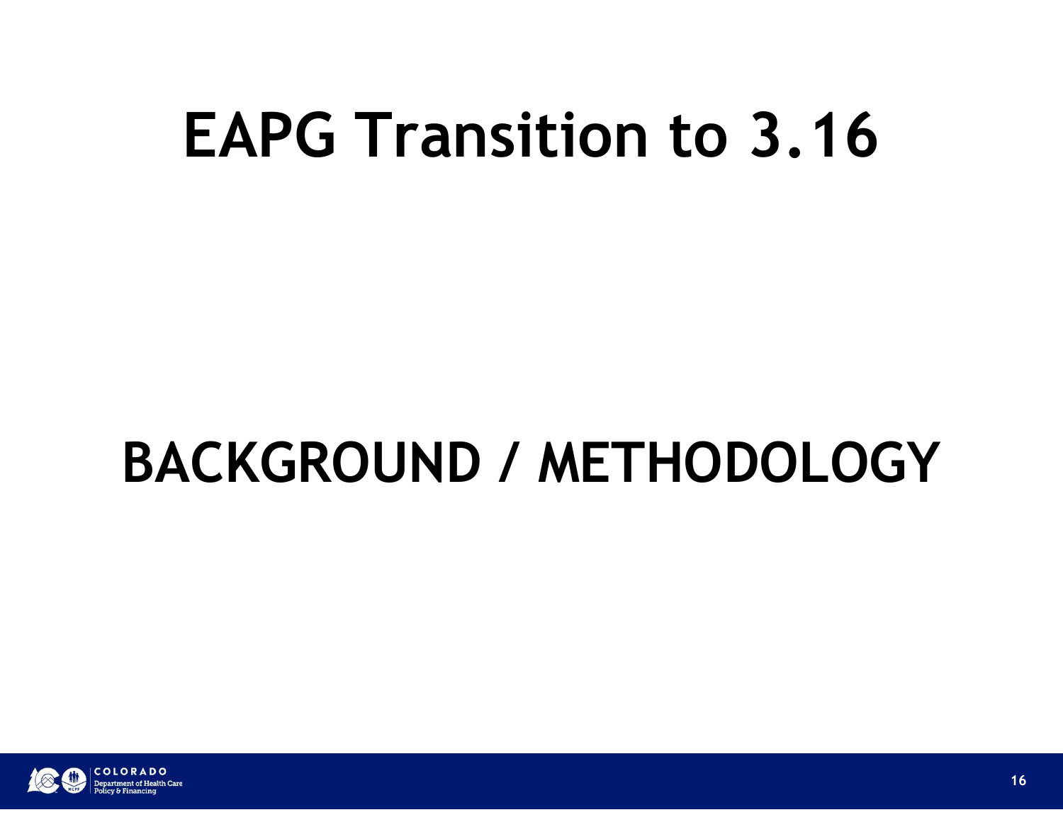# EAPG Transition to 3.16

## BACKGROUND / METHODOLOGY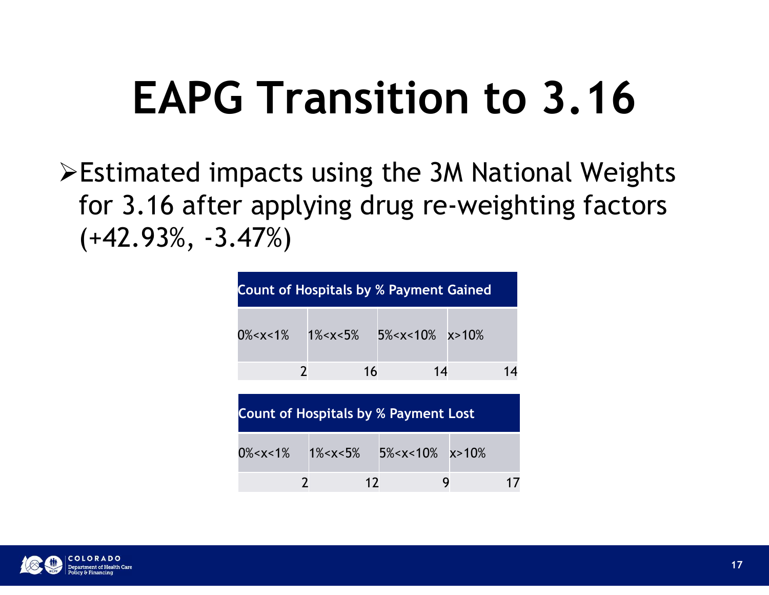# EAPG Transition to 3.16

- Estimated impacts using the 3M National Weights for 3.16 after applying drug re-weighting factors (+42.93%, -3.47%)

| Count of Hospitals by % Payment Gained | | | |
|---|---|---|---|
| 0%<x<1% | 1%<x<5% | 5%<x<10% | x>10% |
| 2 | 16 | 14 | 14 |

| Count of Hospitals by % Payment Lost | | | |
|---|---|---|---|
| 0%<x<1% | 1%<x<5% | 5%<x<10% | x>10% |
| 2 | 12 | 9 | 17 |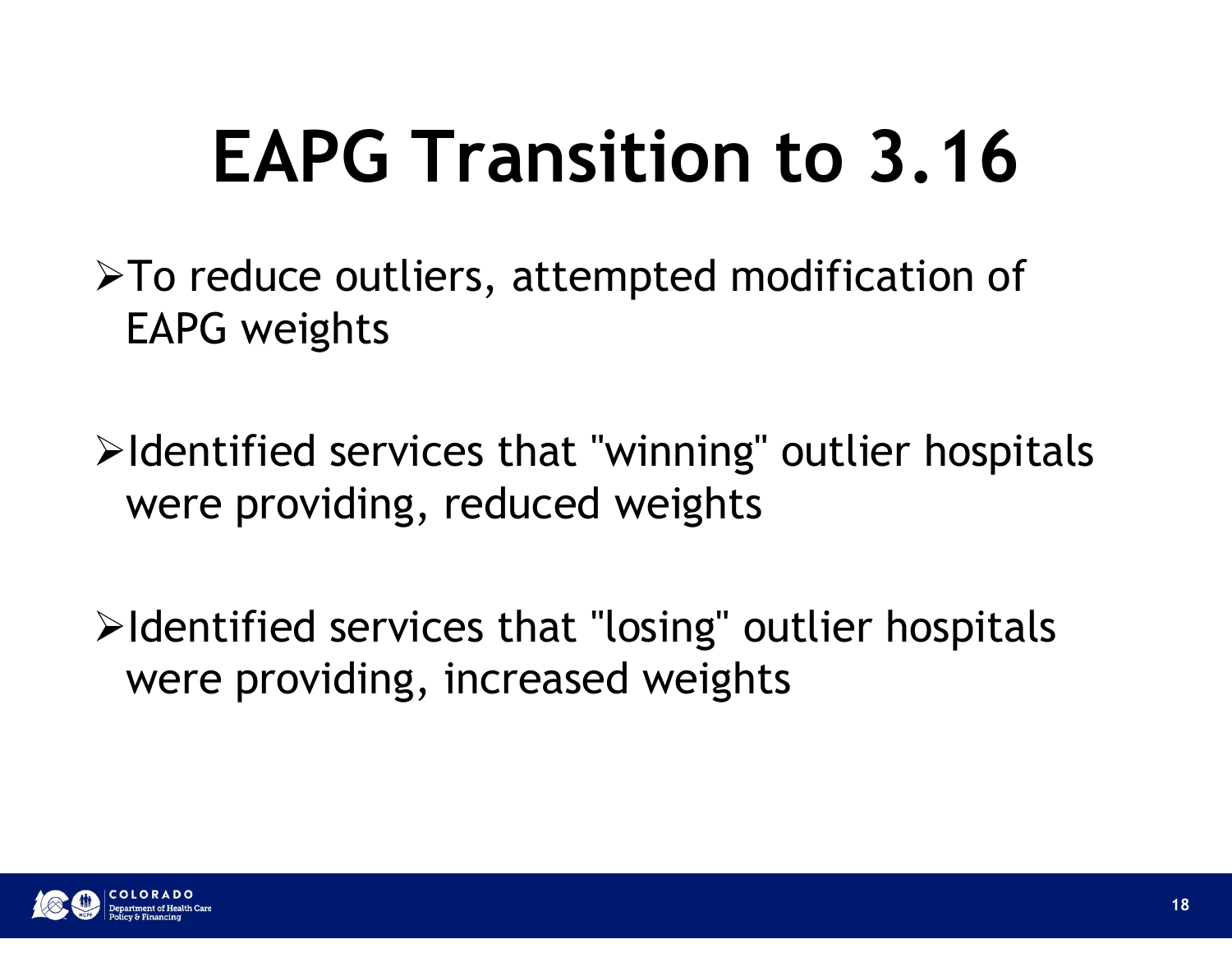# EAPG Transition to 3.16

- To reduce outliers, attempted modification of EAPG weights
- Identified services that "winning" outlier hospitals were providing, reduced weights
- Identified services that "losing" outlier hospitals were providing, increased weights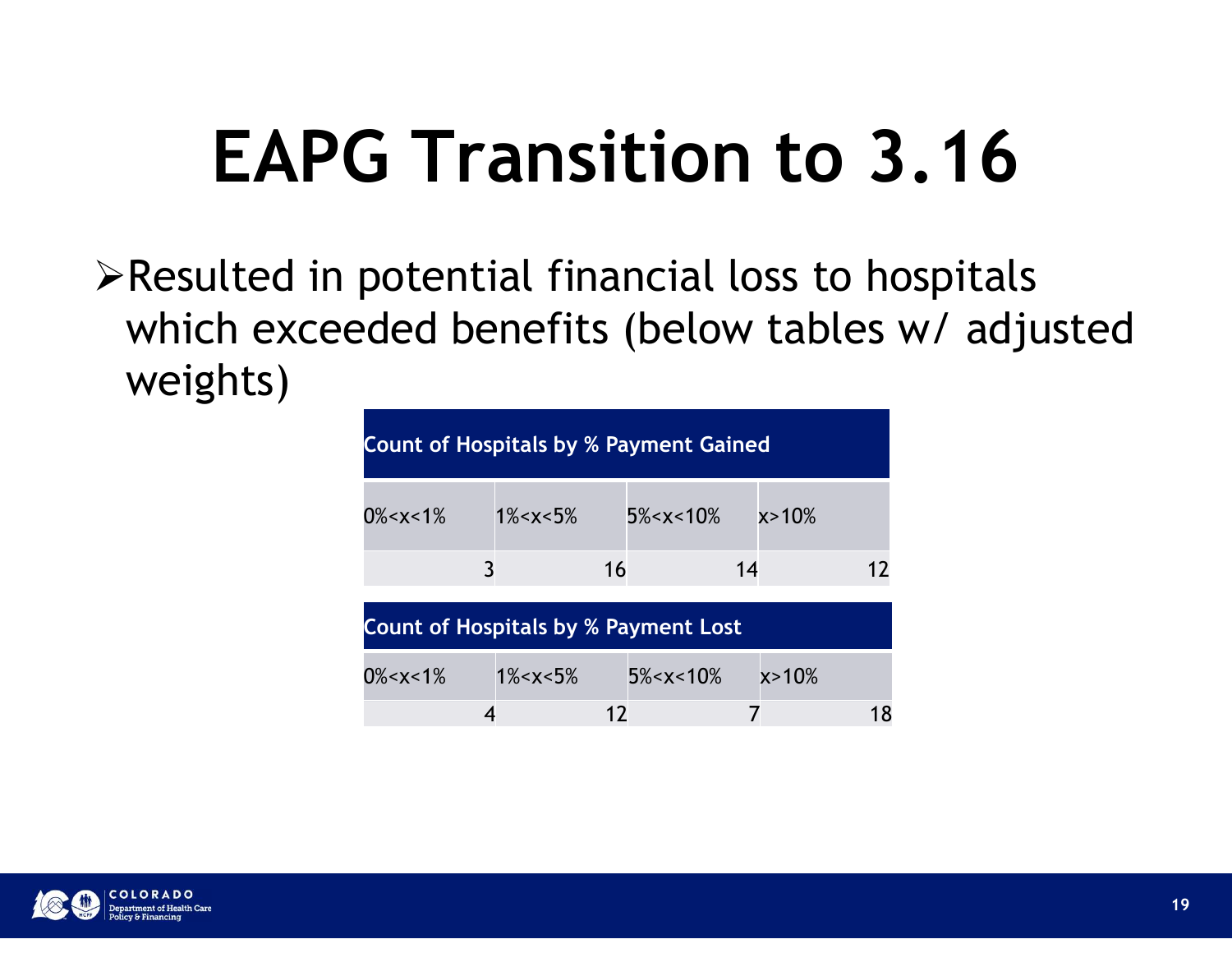# EAPG Transition to 3.16

- Resulted in potential financial loss to hospitals which exceeded benefits (below tables w/ adjusted weights)

| Count of Hospitals by % Payment Gained | | | |
|---|---|---|---|
| 0%<x<1% | 1%<x<5% | 5%<x<10% | x>10% |
| 3 | 16 | 14 | 12 |

| Count of Hospitals by % Payment Lost | | | |
|---|---|---|---|
| 0%<x<1% | 1%<x<5% | 5%<x<10% | x>10% |
| 4 | 12 | 7 | 18 |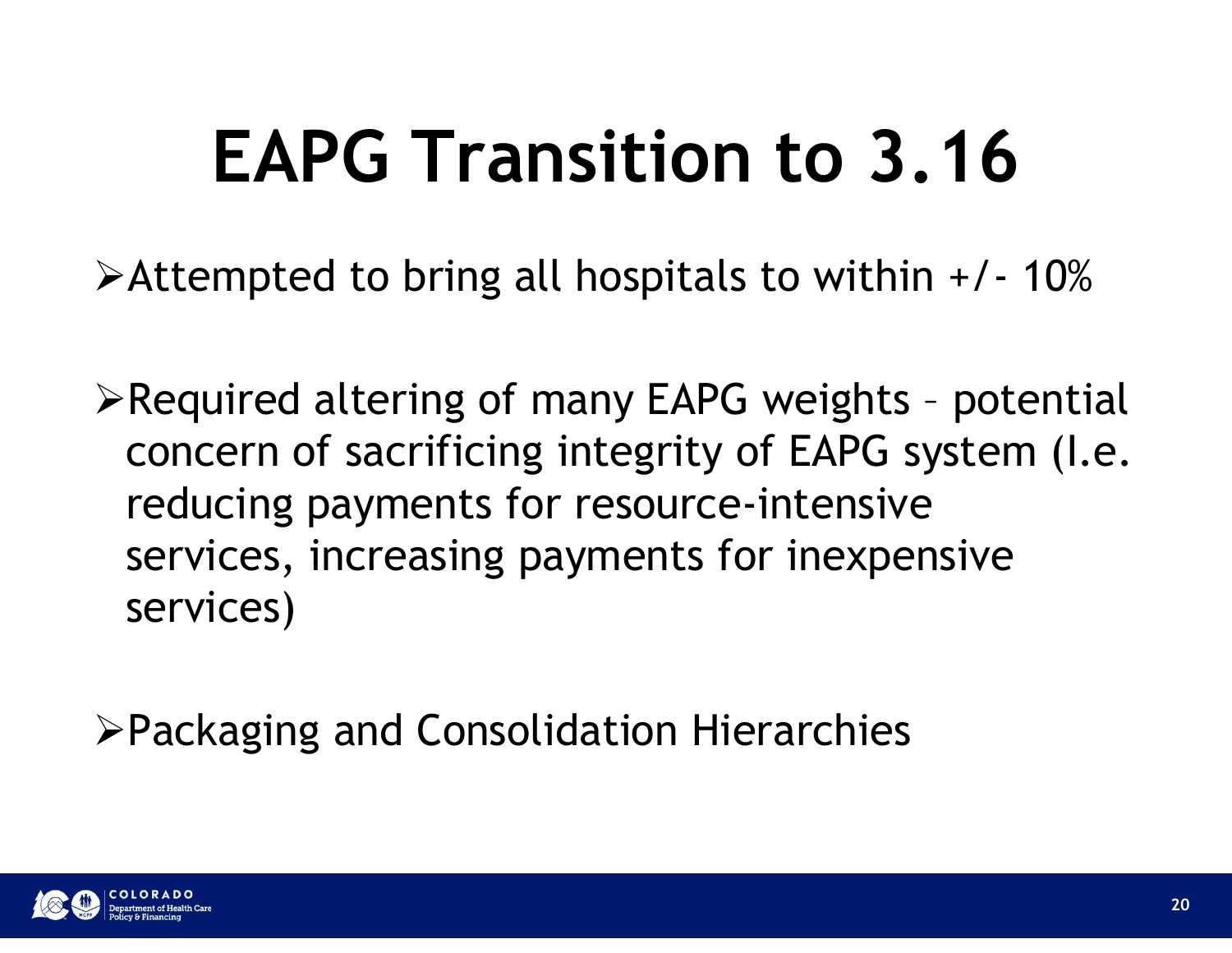# EAPG Transition to 3.16

- Attempted to bring all hospitals to within +/- 10%
- Required altering of many EAPG weights – potential concern of sacrificing integrity of EAPG system (I.e. reducing payments for resource-intensive services, increasing payments for inexpensive services)
- Packaging and Consolidation Hierarchies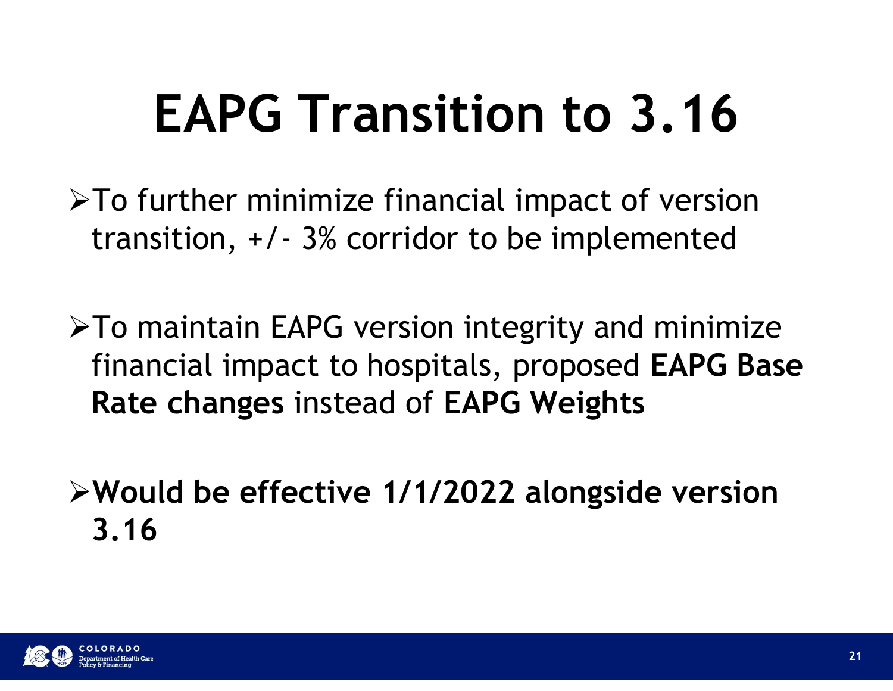# EAPG Transition to 3.16

- To further minimize financial impact of version transition, +/- 3% corridor to be implemented

- To maintain EAPG version integrity and minimize financial impact to hospitals, proposed **EAPG Base Rate changes** instead of **EAPG Weights**

- **Would be effective 1/1/2022 alongside version 3.16**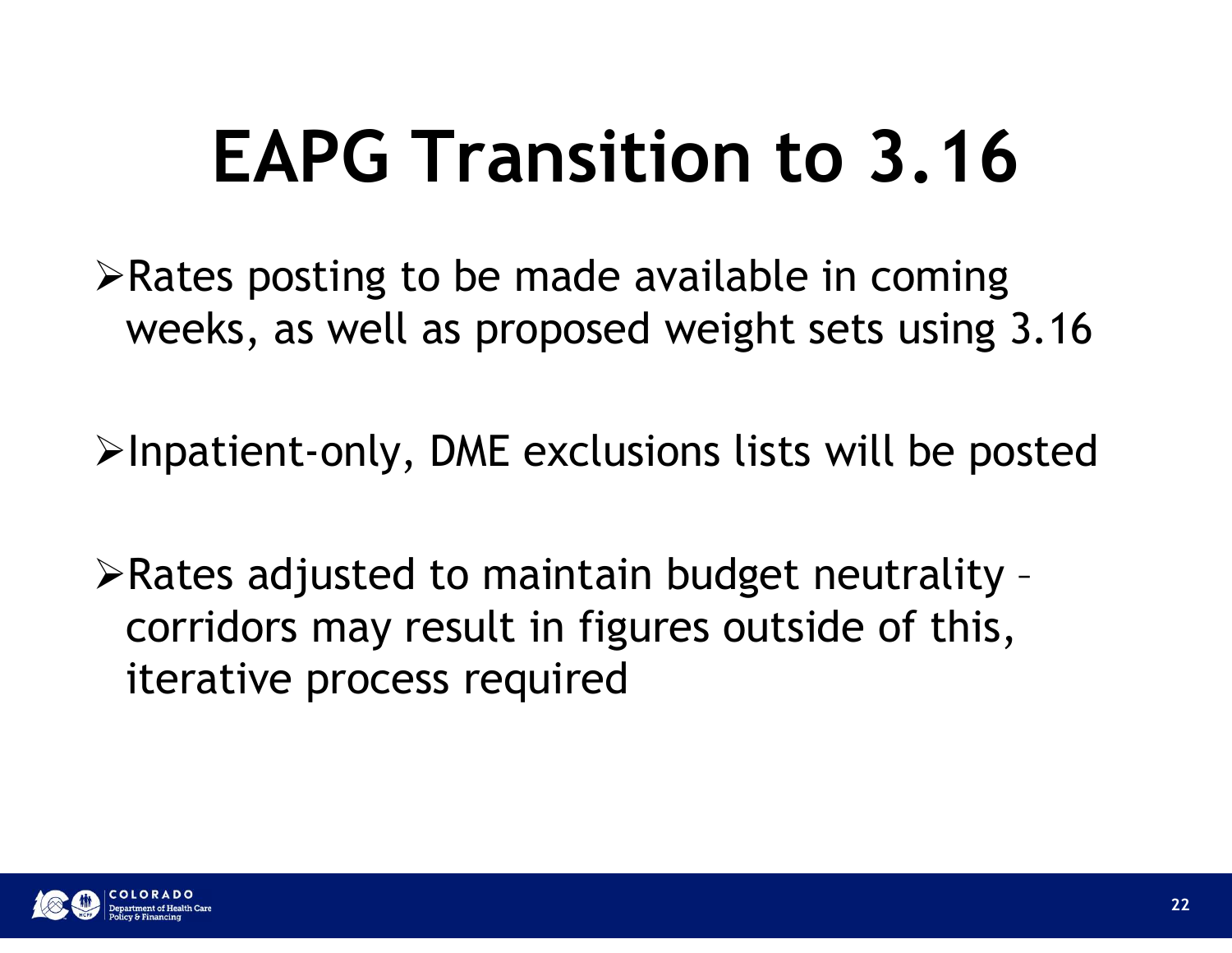# EAPG Transition to 3.16

- Rates posting to be made available in coming weeks, as well as proposed weight sets using 3.16
- Inpatient-only, DME exclusions lists will be posted
- Rates adjusted to maintain budget neutrality – corridors may result in figures outside of this, iterative process required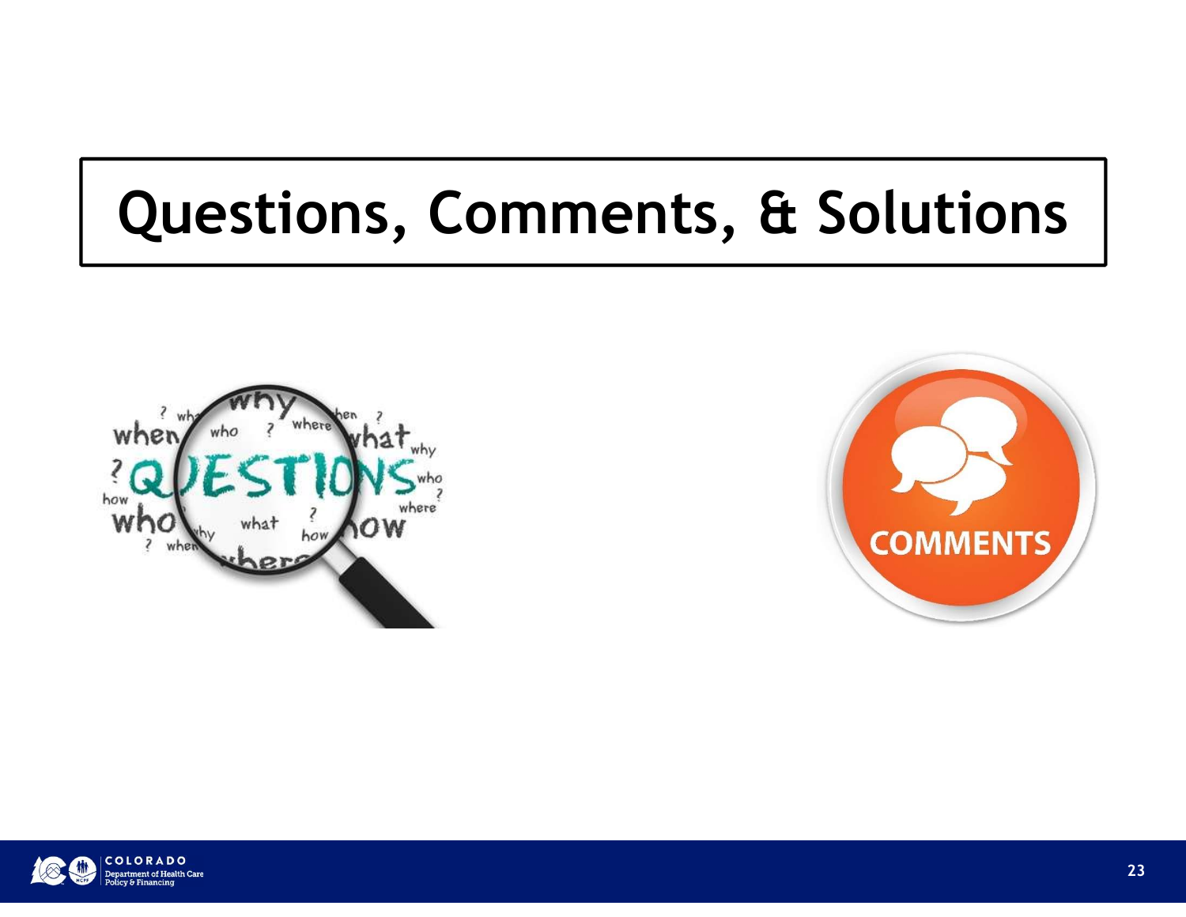# Questions, Comments, & Solutions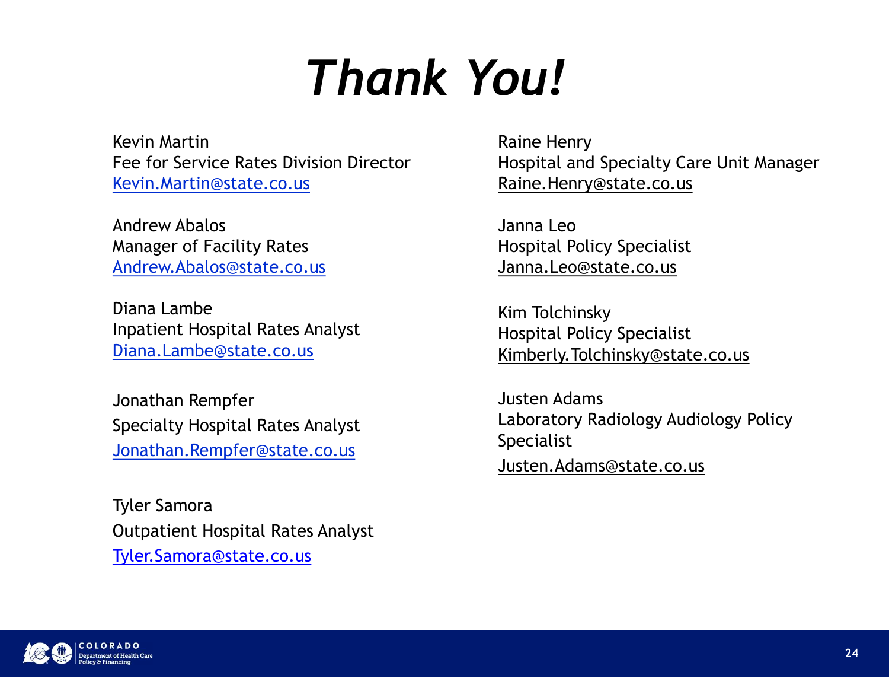# *Thank You!*

Kevin Martin
Fee for Service Rates Division Director
Kevin.Martin@state.co.us

Andrew Abalos
Manager of Facility Rates
Andrew.Abalos@state.co.us

Diana Lambe
Inpatient Hospital Rates Analyst
Diana.Lambe@state.co.us

Jonathan Rempfer
Specialty Hospital Rates Analyst
Jonathan.Rempfer@state.co.us

Tyler Samora
Outpatient Hospital Rates Analyst
Tyler.Samora@state.co.us

Raine Henry
Hospital and Specialty Care Unit Manager
Raine.Henry@state.co.us

Janna Leo
Hospital Policy Specialist
Janna.Leo@state.co.us

Kim Tolchinsky
Hospital Policy Specialist
Kimberly.Tolchinsky@state.co.us

Justen Adams
Laboratory Radiology Audiology Policy Specialist
Justen.Adams@state.co.us